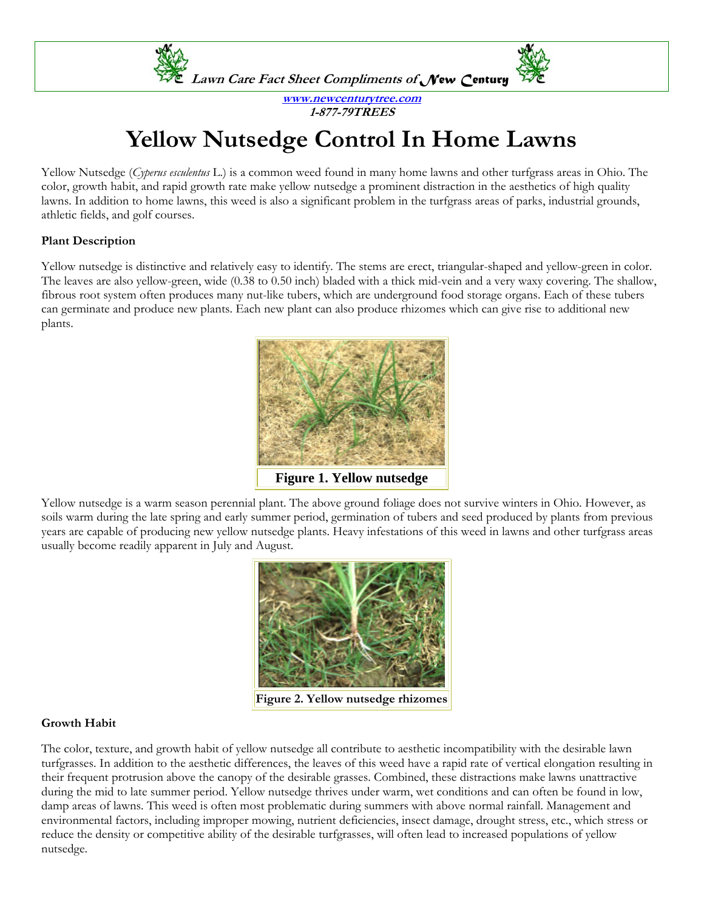**Lawn Care Fact Sheet Compliments of New Century**

**www.newcenturytree.com**
**1-877-79TREES**

# Yellow Nutsedge Control In Home Lawns

Yellow Nutsedge (*Cyperus esculentus* L.) is a common weed found in many home lawns and other turfgrass areas in Ohio. The color, growth habit, and rapid growth rate make yellow nutsedge a prominent distraction in the aesthetics of high quality lawns. In addition to home lawns, this weed is also a significant problem in the turfgrass areas of parks, industrial grounds, athletic fields, and golf courses.

### Plant Description

Yellow nutsedge is distinctive and relatively easy to identify. The stems are erect, triangular-shaped and yellow-green in color. The leaves are also yellow-green, wide (0.38 to 0.50 inch) bladed with a thick mid-vein and a very waxy covering. The shallow, fibrous root system often produces many nut-like tubers, which are underground food storage organs. Each of these tubers can germinate and produce new plants. Each new plant can also produce rhizomes which can give rise to additional new plants.

**Figure 1. Yellow nutsedge**

Yellow nutsedge is a warm season perennial plant. The above ground foliage does not survive winters in Ohio. However, as soils warm during the late spring and early summer period, germination of tubers and seed produced by plants from previous years are capable of producing new yellow nutsedge plants. Heavy infestations of this weed in lawns and other turfgrass areas usually become readily apparent in July and August.

**Figure 2. Yellow nutsedge rhizomes**

### Growth Habit

The color, texture, and growth habit of yellow nutsedge all contribute to aesthetic incompatibility with the desirable lawn turfgrasses. In addition to the aesthetic differences, the leaves of this weed have a rapid rate of vertical elongation resulting in their frequent protrusion above the canopy of the desirable grasses. Combined, these distractions make lawns unattractive during the mid to late summer period. Yellow nutsedge thrives under warm, wet conditions and can often be found in low, damp areas of lawns. This weed is often most problematic during summers with above normal rainfall. Management and environmental factors, including improper mowing, nutrient deficiencies, insect damage, drought stress, etc., which stress or reduce the density or competitive ability of the desirable turfgrasses, will often lead to increased populations of yellow nutsedge.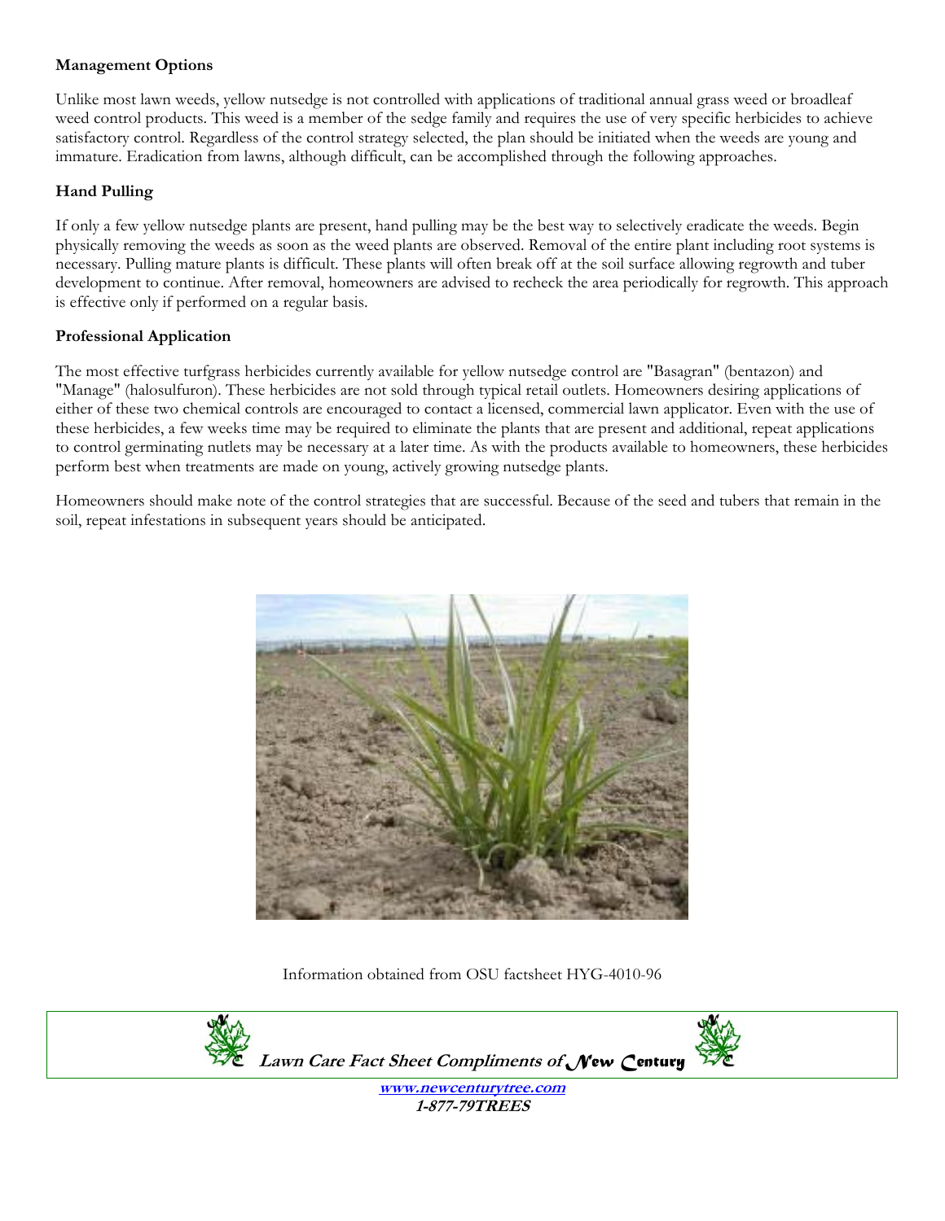### Management Options

Unlike most lawn weeds, yellow nutsedge is not controlled with applications of traditional annual grass weed or broadleaf weed control products. This weed is a member of the sedge family and requires the use of very specific herbicides to achieve satisfactory control. Regardless of the control strategy selected, the plan should be initiated when the weeds are young and immature. Eradication from lawns, although difficult, can be accomplished through the following approaches.

### Hand Pulling

If only a few yellow nutsedge plants are present, hand pulling may be the best way to selectively eradicate the weeds. Begin physically removing the weeds as soon as the weed plants are observed. Removal of the entire plant including root systems is necessary. Pulling mature plants is difficult. These plants will often break off at the soil surface allowing regrowth and tuber development to continue. After removal, homeowners are advised to recheck the area periodically for regrowth. This approach is effective only if performed on a regular basis.

### Professional Application

The most effective turfgrass herbicides currently available for yellow nutsedge control are "Basagran" (bentazon) and "Manage" (halosulfuron). These herbicides are not sold through typical retail outlets. Homeowners desiring applications of either of these two chemical controls are encouraged to contact a licensed, commercial lawn applicator. Even with the use of these herbicides, a few weeks time may be required to eliminate the plants that are present and additional, repeat applications to control germinating nutlets may be necessary at a later time. As with the products available to homeowners, these herbicides perform best when treatments are made on young, actively growing nutsedge plants.

Homeowners should make note of the control strategies that are successful. Because of the seed and tubers that remain in the soil, repeat infestations in subsequent years should be anticipated.

Information obtained from OSU factsheet HYG-4010-96

***Lawn Care Fact Sheet Compliments of New Century***

**www.newcenturytree.com**
***1-877-79TREES***